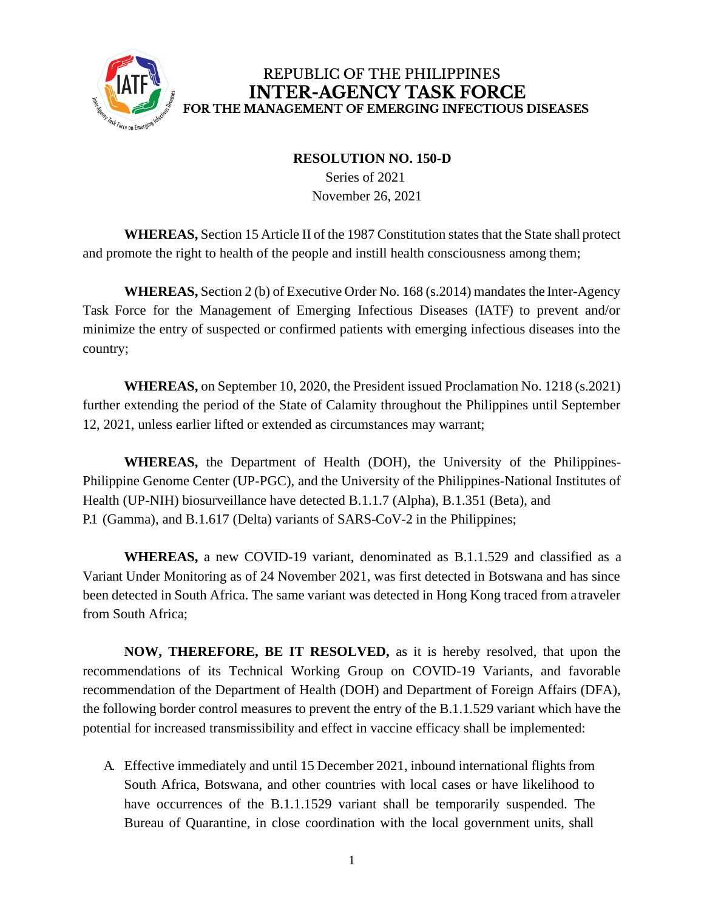# REPUBLIC OF THE PHILIPPINES
# INTER-AGENCY TASK FORCE
## FOR THE MANAGEMENT OF EMERGING INFECTIOUS DISEASES

**RESOLUTION NO. 150-D**

Series of 2021

November 26, 2021

**WHEREAS,** Section 15 Article II of the 1987 Constitution states that the State shall protect and promote the right to health of the people and instill health consciousness among them;

**WHEREAS,** Section 2 (b) of Executive Order No. 168 (s.2014) mandates the Inter-Agency Task Force for the Management of Emerging Infectious Diseases (IATF) to prevent and/or minimize the entry of suspected or confirmed patients with emerging infectious diseases into the country;

**WHEREAS,** on September 10, 2020, the President issued Proclamation No. 1218 (s.2021) further extending the period of the State of Calamity throughout the Philippines until September 12, 2021, unless earlier lifted or extended as circumstances may warrant;

**WHEREAS,** the Department of Health (DOH), the University of the Philippines-Philippine Genome Center (UP-PGC), and the University of the Philippines-National Institutes of Health (UP-NIH) biosurveillance have detected B.1.1.7 (Alpha), B.1.351 (Beta), and P.1 (Gamma), and B.1.617 (Delta) variants of SARS-CoV-2 in the Philippines;

**WHEREAS,** a new COVID-19 variant, denominated as B.1.1.529 and classified as a Variant Under Monitoring as of 24 November 2021, was first detected in Botswana and has since been detected in South Africa. The same variant was detected in Hong Kong traced from a traveler from South Africa;

**NOW, THEREFORE, BE IT RESOLVED,** as it is hereby resolved, that upon the recommendations of its Technical Working Group on COVID-19 Variants, and favorable recommendation of the Department of Health (DOH) and Department of Foreign Affairs (DFA), the following border control measures to prevent the entry of the B.1.1.529 variant which have the potential for increased transmissibility and effect in vaccine efficacy shall be implemented:

A. Effective immediately and until 15 December 2021, inbound international flights from South Africa, Botswana, and other countries with local cases or have likelihood to have occurrences of the B.1.1.1529 variant shall be temporarily suspended. The Bureau of Quarantine, in close coordination with the local government units, shall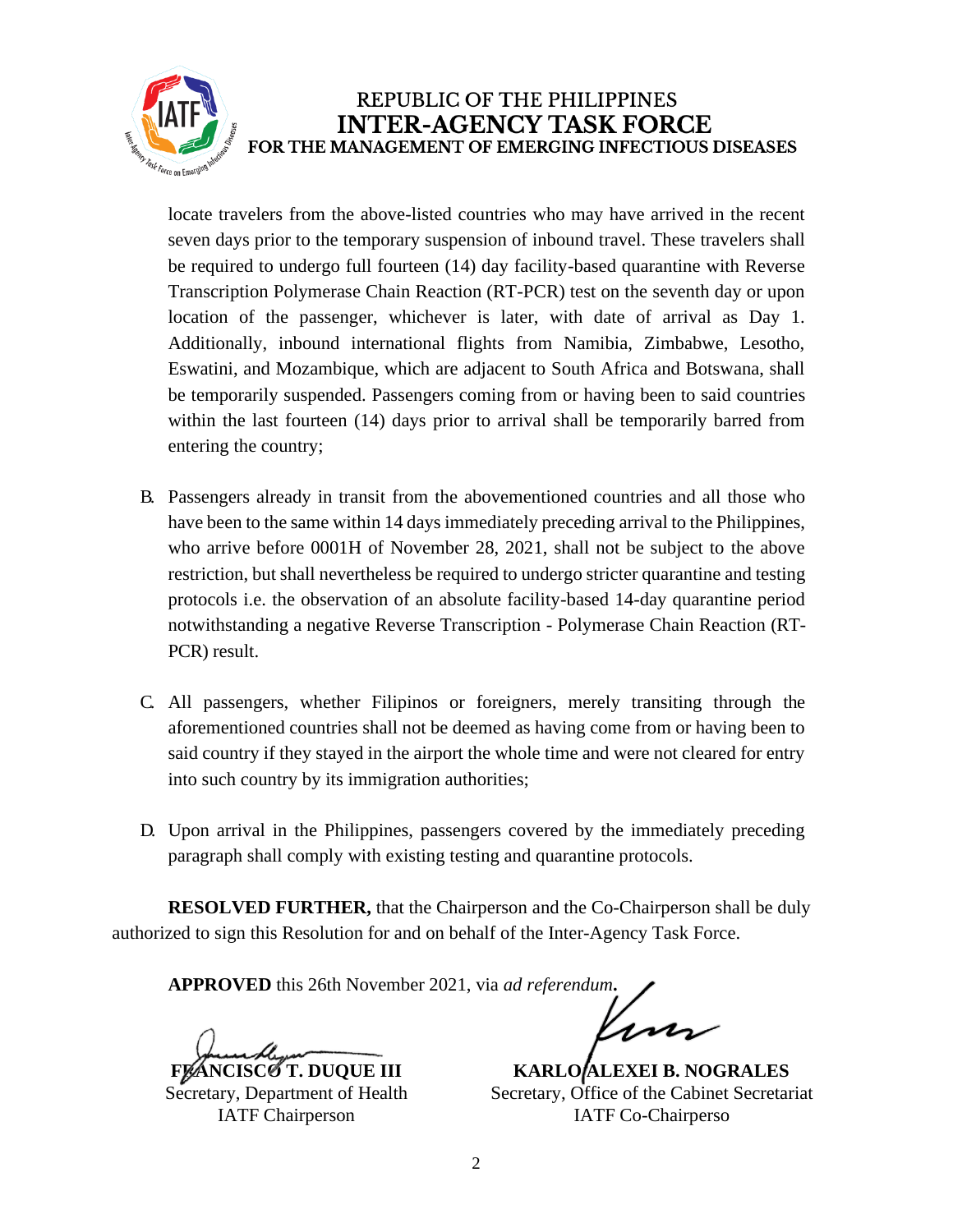locate travelers from the above-listed countries who may have arrived in the recent seven days prior to the temporary suspension of inbound travel. These travelers shall be required to undergo full fourteen (14) day facility-based quarantine with Reverse Transcription Polymerase Chain Reaction (RT-PCR) test on the seventh day or upon location of the passenger, whichever is later, with date of arrival as Day 1. Additionally, inbound international flights from Namibia, Zimbabwe, Lesotho, Eswatini, and Mozambique, which are adjacent to South Africa and Botswana, shall be temporarily suspended. Passengers coming from or having been to said countries within the last fourteen (14) days prior to arrival shall be temporarily barred from entering the country;

B. Passengers already in transit from the abovementioned countries and all those who have been to the same within 14 days immediately preceding arrival to the Philippines, who arrive before 0001H of November 28, 2021, shall not be subject to the above restriction, but shall nevertheless be required to undergo stricter quarantine and testing protocols i.e. the observation of an absolute facility-based 14-day quarantine period notwithstanding a negative Reverse Transcription - Polymerase Chain Reaction (RT-PCR) result.

C. All passengers, whether Filipinos or foreigners, merely transiting through the aforementioned countries shall not be deemed as having come from or having been to said country if they stayed in the airport the whole time and were not cleared for entry into such country by its immigration authorities;

D. Upon arrival in the Philippines, passengers covered by the immediately preceding paragraph shall comply with existing testing and quarantine protocols.

**RESOLVED FURTHER,** that the Chairperson and the Co-Chairperson shall be duly authorized to sign this Resolution for and on behalf of the Inter-Agency Task Force.

**APPROVED** this 26th November 2021, via *ad referendum*.

**FRANCISCO T. DUQUE III**
Secretary, Department of Health
IATF Chairperson

**KARLO ALEXEI B. NOGRALES**
Secretary, Office of the Cabinet Secretariat
IATF Co-Chairperso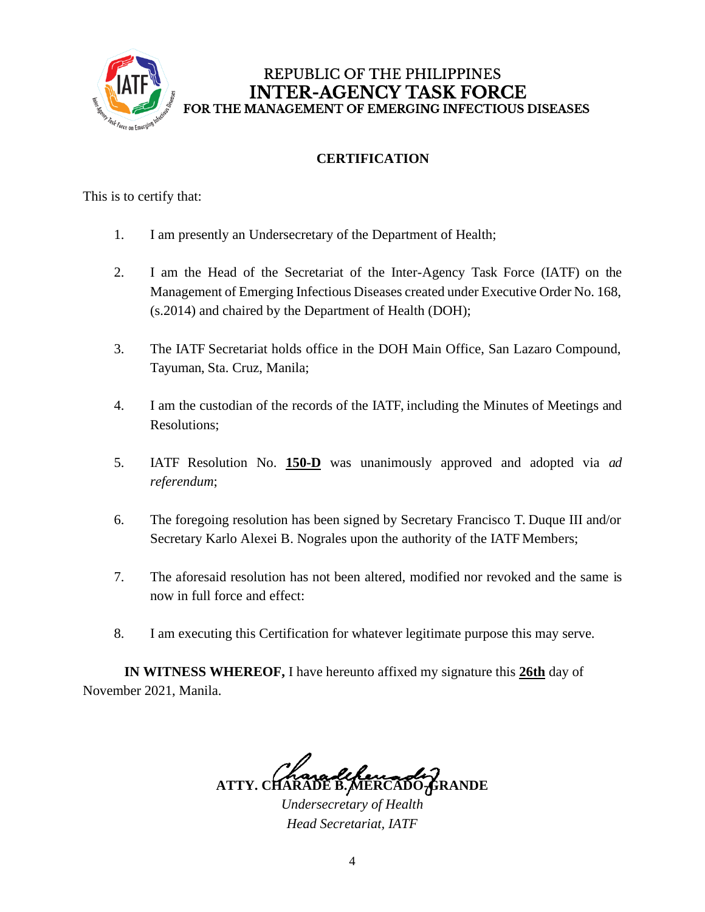REPUBLIC OF THE PHILIPPINES
**INTER-AGENCY TASK FORCE**
**FOR THE MANAGEMENT OF EMERGING INFECTIOUS DISEASES**

## CERTIFICATION

This is to certify that:

1. I am presently an Undersecretary of the Department of Health;

2. I am the Head of the Secretariat of the Inter-Agency Task Force (IATF) on the Management of Emerging Infectious Diseases created under Executive Order No. 168, (s.2014) and chaired by the Department of Health (DOH);

3. The IATF Secretariat holds office in the DOH Main Office, San Lazaro Compound, Tayuman, Sta. Cruz, Manila;

4. I am the custodian of the records of the IATF, including the Minutes of Meetings and Resolutions;

5. IATF Resolution No. **150-D** was unanimously approved and adopted via *ad referendum*;

6. The foregoing resolution has been signed by Secretary Francisco T. Duque III and/or Secretary Karlo Alexei B. Nograles upon the authority of the IATF Members;

7. The aforesaid resolution has not been altered, modified nor revoked and the same is now in full force and effect:

8. I am executing this Certification for whatever legitimate purpose this may serve.

**IN WITNESS WHEREOF,** I have hereunto affixed my signature this **26th** day of November 2021, Manila.

**ATTY. CHARADE B. MERCADO-GRANDE**
*Undersecretary of Health*
*Head Secretariat, IATF*